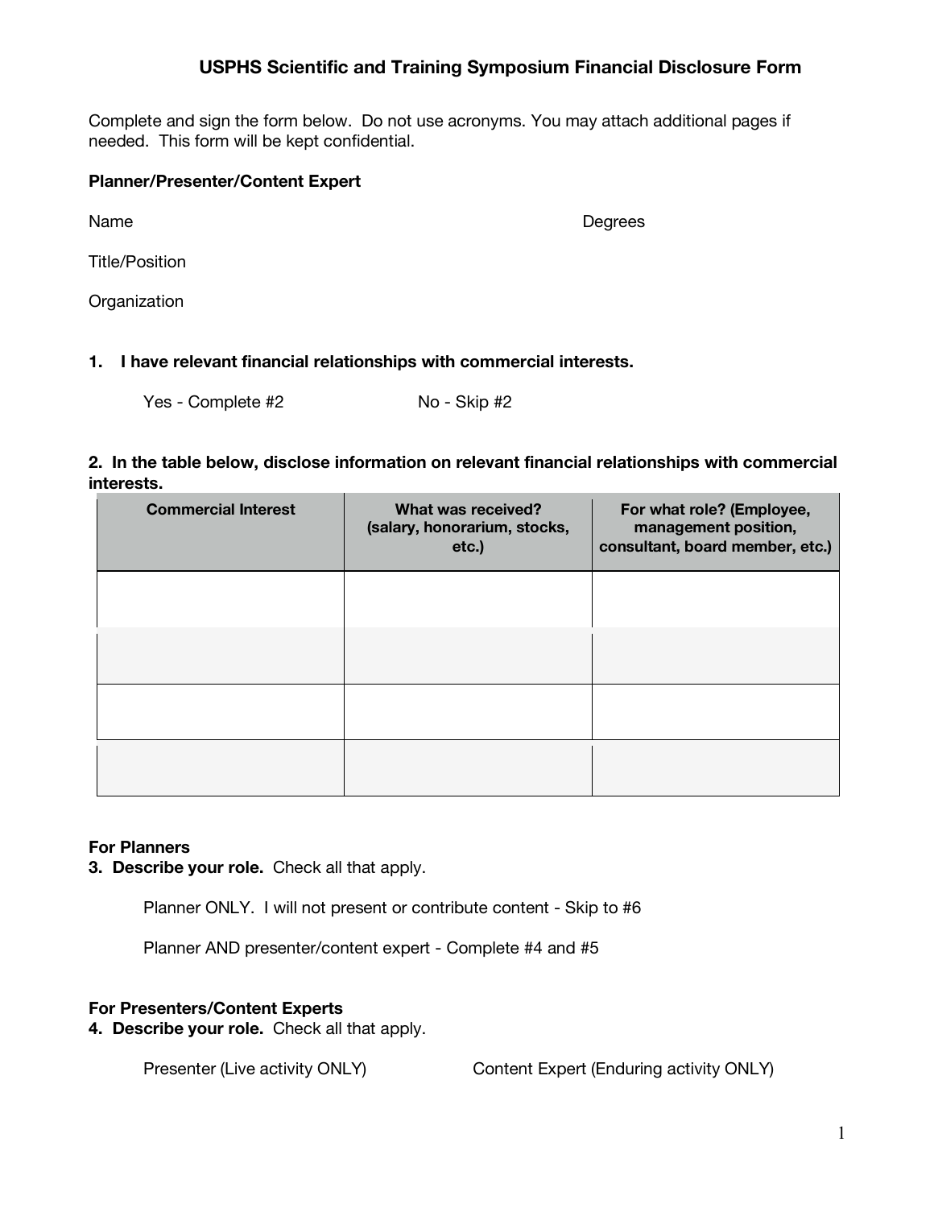# USPHS Scientific and Training Symposium Financial Disclosure Form

Complete and sign the form below. Do not use acronyms. You may attach additional pages if needed. This form will be kept confidential.

**Planner/Presenter/Content Expert**

Name　　　　　　　　　　　　　　　　　　　　Degrees

Title/Position

Organization

**1. I have relevant financial relationships with commercial interests.**

Yes - Complete #2　　　　　　No - Skip #2

**2. In the table below, disclose information on relevant financial relationships with commercial interests.**

| Commercial Interest | What was received? (salary, honorarium, stocks, etc.) | For what role? (Employee, management position, consultant, board member, etc.) |
|---|---|---|
| | | |
| | | |
| | | |
| | | |

**For Planners**

**3. Describe your role.** Check all that apply.

Planner ONLY. I will not present or contribute content - Skip to #6

Planner AND presenter/content expert - Complete #4 and #5

**For Presenters/Content Experts**

**4. Describe your role.** Check all that apply.

Presenter (Live activity ONLY)　　　　Content Expert (Enduring activity ONLY)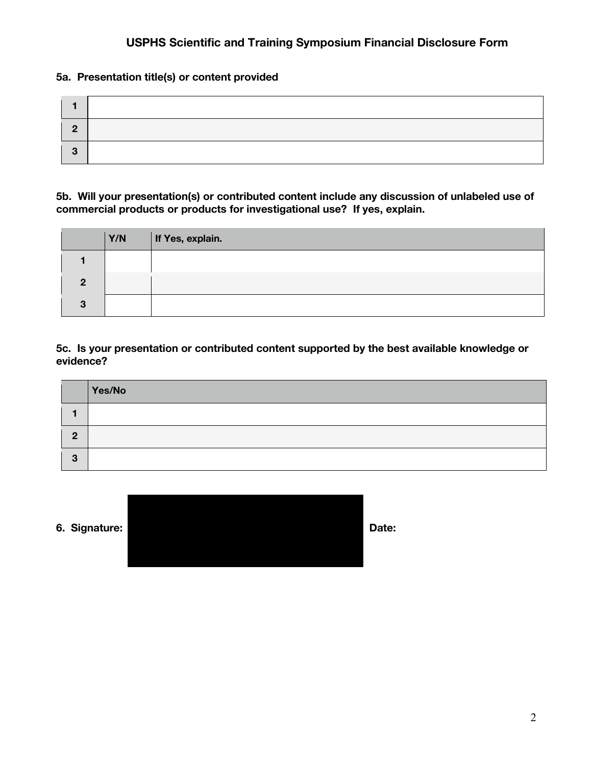## USPHS Scientific and Training Symposium Financial Disclosure Form

**5a. Presentation title(s) or content provided**

| | |
|---|---|
| **1** | |
| **2** | |
| **3** | |

**5b. Will your presentation(s) or contributed content include any discussion of unlabeled use of commercial products or products for investigational use? If yes, explain.**

| | Y/N | If Yes, explain. |
|---|---|---|
| **1** | | |
| **2** | | |
| **3** | | |

**5c. Is your presentation or contributed content supported by the best available knowledge or evidence?**

| | Yes/No |
|---|---|
| **1** | |
| **2** | |
| **3** | |

**6. Signature:** **Date:**